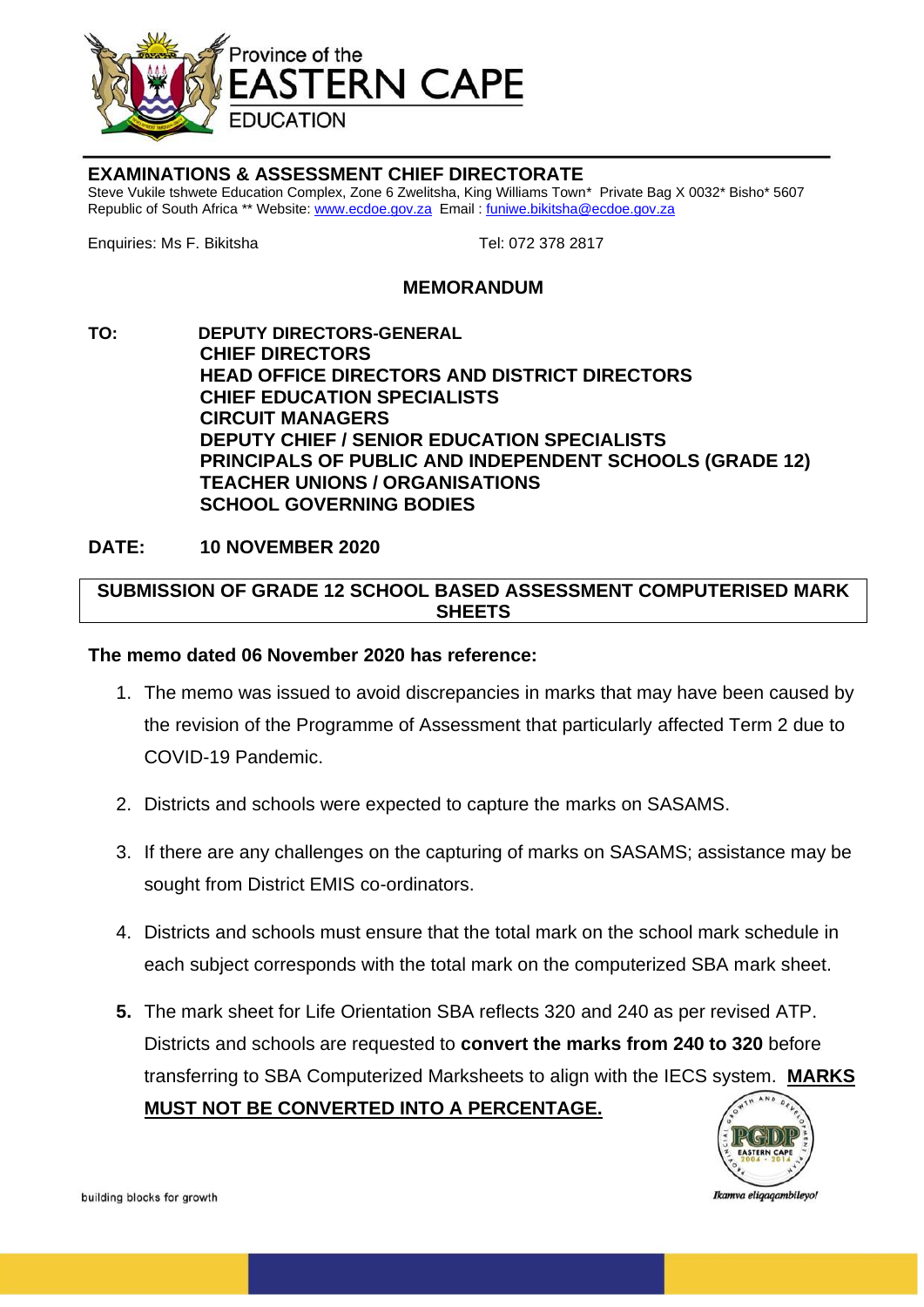Province of the
EASTERN CAPE
EDUCATION

## EXAMINATIONS & ASSESSMENT CHIEF DIRECTORATE

Steve Vukile tshwete Education Complex, Zone 6 Zwelitsha, King Williams Town* Private Bag X 0032* Bisho* 5607
Republic of South Africa ** Website: www.ecdoe.gov.za Email : funiwe.bikitsha@ecdoe.gov.za

Enquiries: Ms F. Bikitsha Tel: 072 378 2817

## MEMORANDUM

**TO:** **DEPUTY DIRECTORS-GENERAL**
**CHIEF DIRECTORS**
**HEAD OFFICE DIRECTORS AND DISTRICT DIRECTORS**
**CHIEF EDUCATION SPECIALISTS**
**CIRCUIT MANAGERS**
**DEPUTY CHIEF / SENIOR EDUCATION SPECIALISTS**
**PRINCIPALS OF PUBLIC AND INDEPENDENT SCHOOLS (GRADE 12)**
**TEACHER UNIONS / ORGANISATIONS**
**SCHOOL GOVERNING BODIES**

**DATE:** **10 NOVEMBER 2020**

**SUBMISSION OF GRADE 12 SCHOOL BASED ASSESSMENT COMPUTERISED MARK SHEETS**

**The memo dated 06 November 2020 has reference:**

1. The memo was issued to avoid discrepancies in marks that may have been caused by the revision of the Programme of Assessment that particularly affected Term 2 due to COVID-19 Pandemic.
2. Districts and schools were expected to capture the marks on SASAMS.
3. If there are any challenges on the capturing of marks on SASAMS; assistance may be sought from District EMIS co-ordinators.
4. Districts and schools must ensure that the total mark on the school mark schedule in each subject corresponds with the total mark on the computerized SBA mark sheet.
5. The mark sheet for Life Orientation SBA reflects 320 and 240 as per revised ATP. Districts and schools are requested to **convert the marks from 240 to 320** before transferring to SBA Computerized Marksheets to align with the IECS system. **MARKS MUST NOT BE CONVERTED INTO A PERCENTAGE.**

building blocks for growth

*Ikamva eliqaqambileyo!*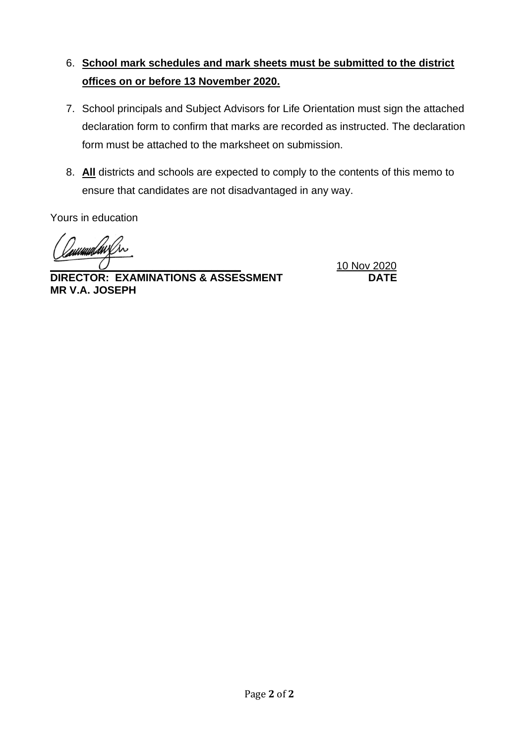6. **<u>School mark schedules and mark sheets must be submitted to the district offices on or before 13 November 2020.</u>**

7. School principals and Subject Advisors for Life Orientation must sign the attached declaration form to confirm that marks are recorded as instructed. The declaration form must be attached to the marksheet on submission.

8. **<u>All</u>** districts and schools are expected to comply to the contents of this memo to ensure that candidates are not disadvantaged in any way.

Yours in education

| | |
|---|---|
| **DIRECTOR: EXAMINATIONS & ASSESSMENT** | 10 Nov 2020 |
| **MR V.A. JOSEPH** | **DATE** |